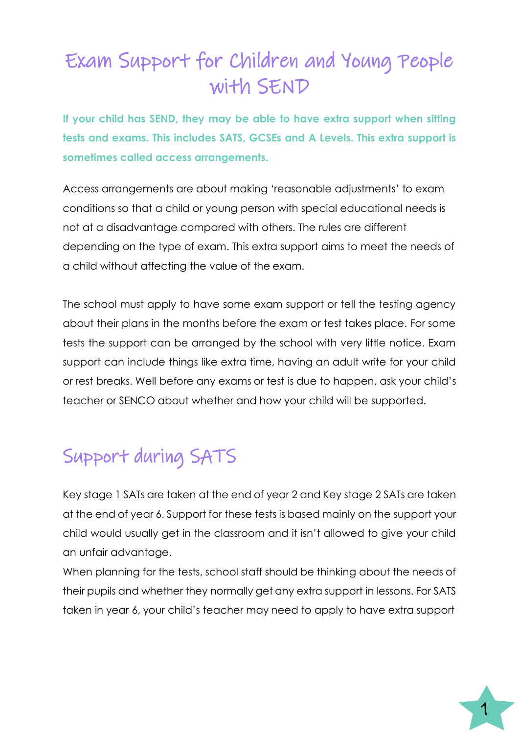# Exam Support for Children and Young People with SEND

**If your child has SEND, they may be able to have extra support when sitting tests and exams. This includes SATS, GCSEs and A Levels. This extra support is sometimes called access arrangements.**

Access arrangements are about making 'reasonable adjustments' to exam conditions so that a child or young person with special educational needs is not at a disadvantage compared with others. The rules are different depending on the type of exam. This extra support aims to meet the needs of a child without affecting the value of the exam.

The school must apply to have some exam support or tell the testing agency about their plans in the months before the exam or test takes place. For some tests the support can be arranged by the school with very little notice. Exam support can include things like extra time, having an adult write for your child or rest breaks. Well before any exams or test is due to happen, ask your child's teacher or SENCO about whether and how your child will be supported.

## Support during SATS

Key stage 1 SATs are taken at the end of year 2 and Key stage 2 SATs are taken at the end of year 6. Support for these tests is based mainly on the support your child would usually get in the classroom and it isn't allowed to give your child an unfair advantage.

When planning for the tests, school staff should be thinking about the needs of their pupils and whether they normally get any extra support in lessons. For SATS taken in year 6, your child's teacher may need to apply to have extra support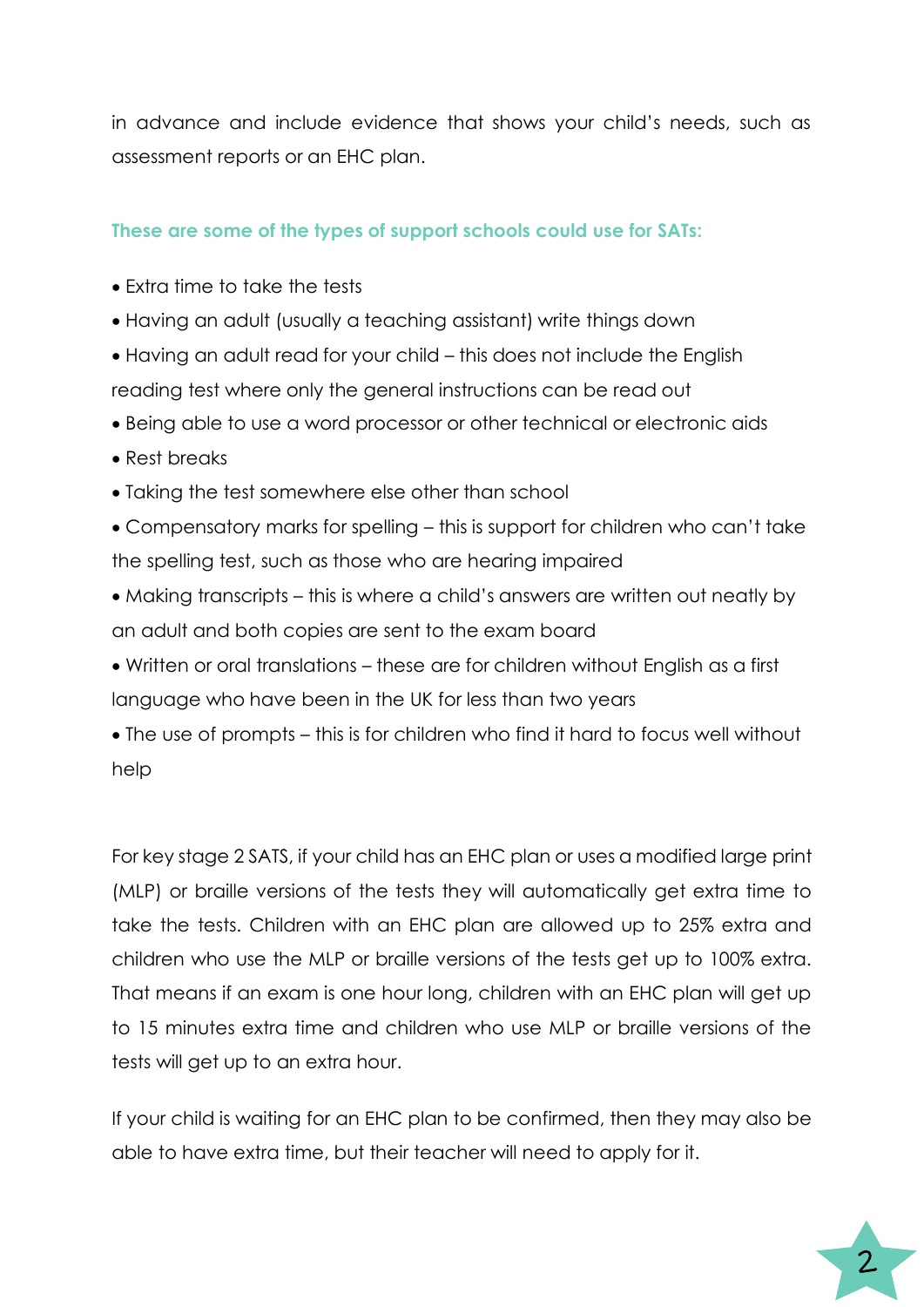in advance and include evidence that shows your child's needs, such as assessment reports or an EHC plan.

**These are some of the types of support schools could use for SATs:**

- Extra time to take the tests
- Having an adult (usually a teaching assistant) write things down
- Having an adult read for your child – this does not include the English reading test where only the general instructions can be read out
- Being able to use a word processor or other technical or electronic aids
- Rest breaks
- Taking the test somewhere else other than school
- Compensatory marks for spelling – this is support for children who can't take the spelling test, such as those who are hearing impaired
- Making transcripts – this is where a child's answers are written out neatly by an adult and both copies are sent to the exam board
- Written or oral translations – these are for children without English as a first language who have been in the UK for less than two years
- The use of prompts – this is for children who find it hard to focus well without help

For key stage 2 SATS, if your child has an EHC plan or uses a modified large print (MLP) or braille versions of the tests they will automatically get extra time to take the tests. Children with an EHC plan are allowed up to 25% extra and children who use the MLP or braille versions of the tests get up to 100% extra. That means if an exam is one hour long, children with an EHC plan will get up to 15 minutes extra time and children who use MLP or braille versions of the tests will get up to an extra hour.

If your child is waiting for an EHC plan to be confirmed, then they may also be able to have extra time, but their teacher will need to apply for it.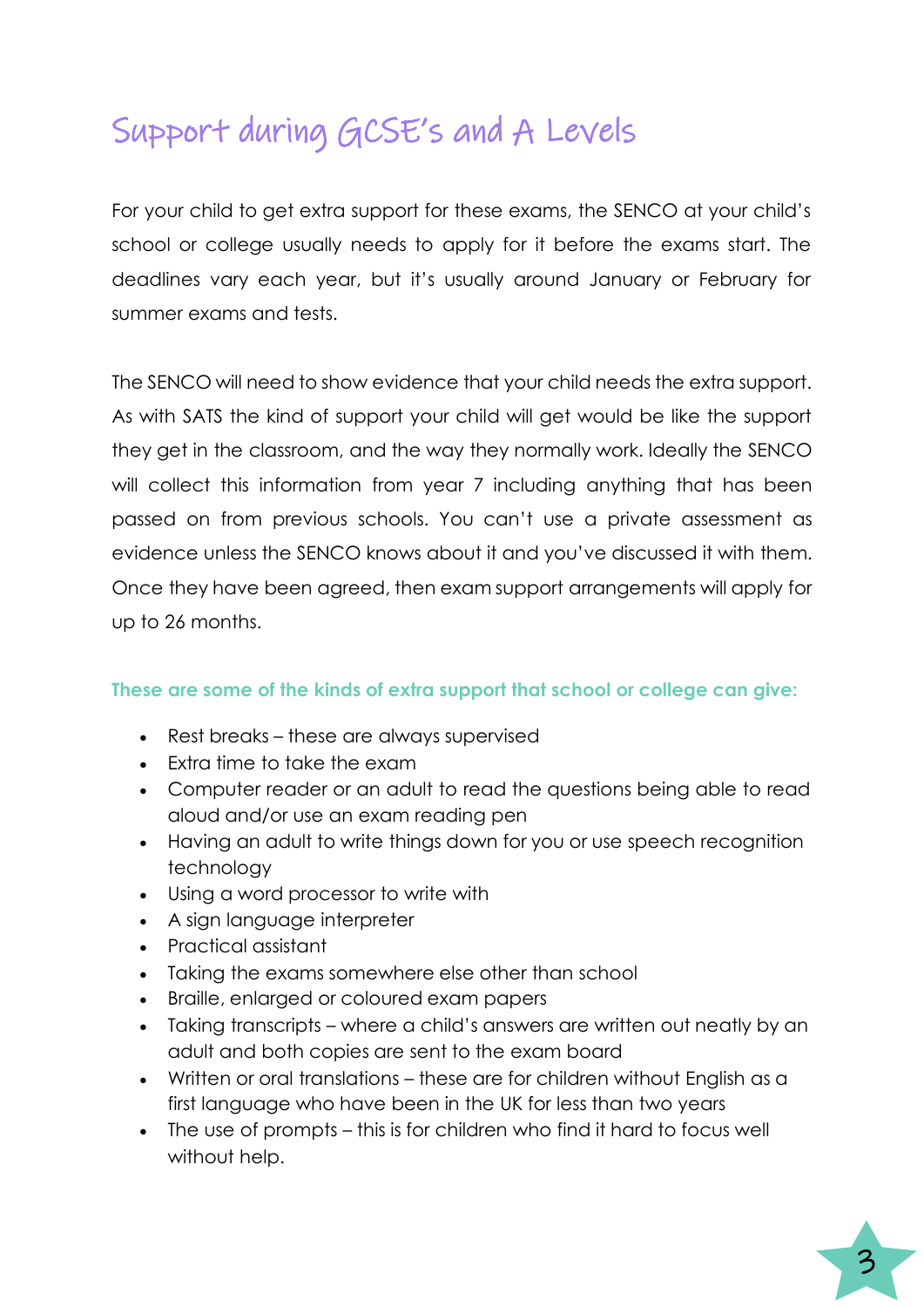# Support during GCSE's and A Levels

For your child to get extra support for these exams, the SENCO at your child's school or college usually needs to apply for it before the exams start. The deadlines vary each year, but it's usually around January or February for summer exams and tests.

The SENCO will need to show evidence that your child needs the extra support. As with SATS the kind of support your child will get would be like the support they get in the classroom, and the way they normally work. Ideally the SENCO will collect this information from year 7 including anything that has been passed on from previous schools. You can't use a private assessment as evidence unless the SENCO knows about it and you've discussed it with them. Once they have been agreed, then exam support arrangements will apply for up to 26 months.

**These are some of the kinds of extra support that school or college can give:**

- Rest breaks – these are always supervised
- Extra time to take the exam
- Computer reader or an adult to read the questions being able to read aloud and/or use an exam reading pen
- Having an adult to write things down for you or use speech recognition technology
- Using a word processor to write with
- A sign language interpreter
- Practical assistant
- Taking the exams somewhere else other than school
- Braille, enlarged or coloured exam papers
- Taking transcripts – where a child's answers are written out neatly by an adult and both copies are sent to the exam board
- Written or oral translations – these are for children without English as a first language who have been in the UK for less than two years
- The use of prompts – this is for children who find it hard to focus well without help.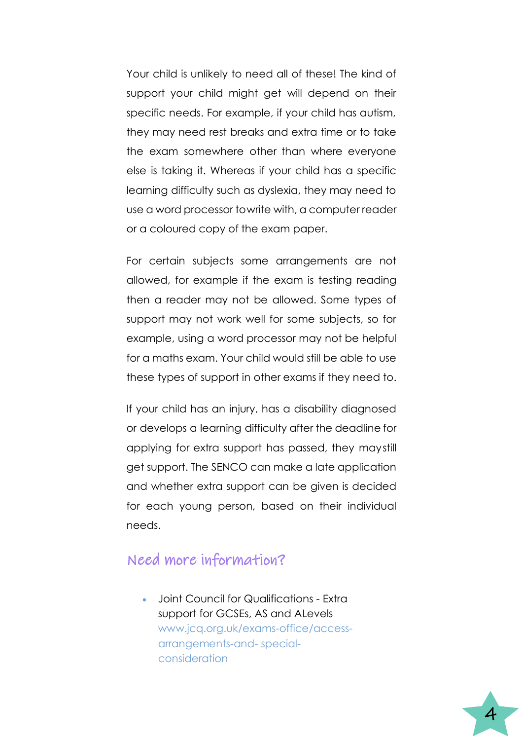Your child is unlikely to need all of these! The kind of support your child might get will depend on their specific needs. For example, if your child has autism, they may need rest breaks and extra time or to take the exam somewhere other than where everyone else is taking it. Whereas if your child has a specific learning difficulty such as dyslexia, they may need to use a word processor to write with, a computer reader or a coloured copy of the exam paper.

For certain subjects some arrangements are not allowed, for example if the exam is testing reading then a reader may not be allowed. Some types of support may not work well for some subjects, so for example, using a word processor may not be helpful for a maths exam. Your child would still be able to use these types of support in other exams if they need to.

If your child has an injury, has a disability diagnosed or develops a learning difficulty after the deadline for applying for extra support has passed, they may still get support. The SENCO can make a late application and whether extra support can be given is decided for each young person, based on their individual needs.

## Need more information?

- Joint Council for Qualifications - Extra support for GCSEs, AS and ALevels www.jcq.org.uk/exams-office/access-arrangements-and- special-consideration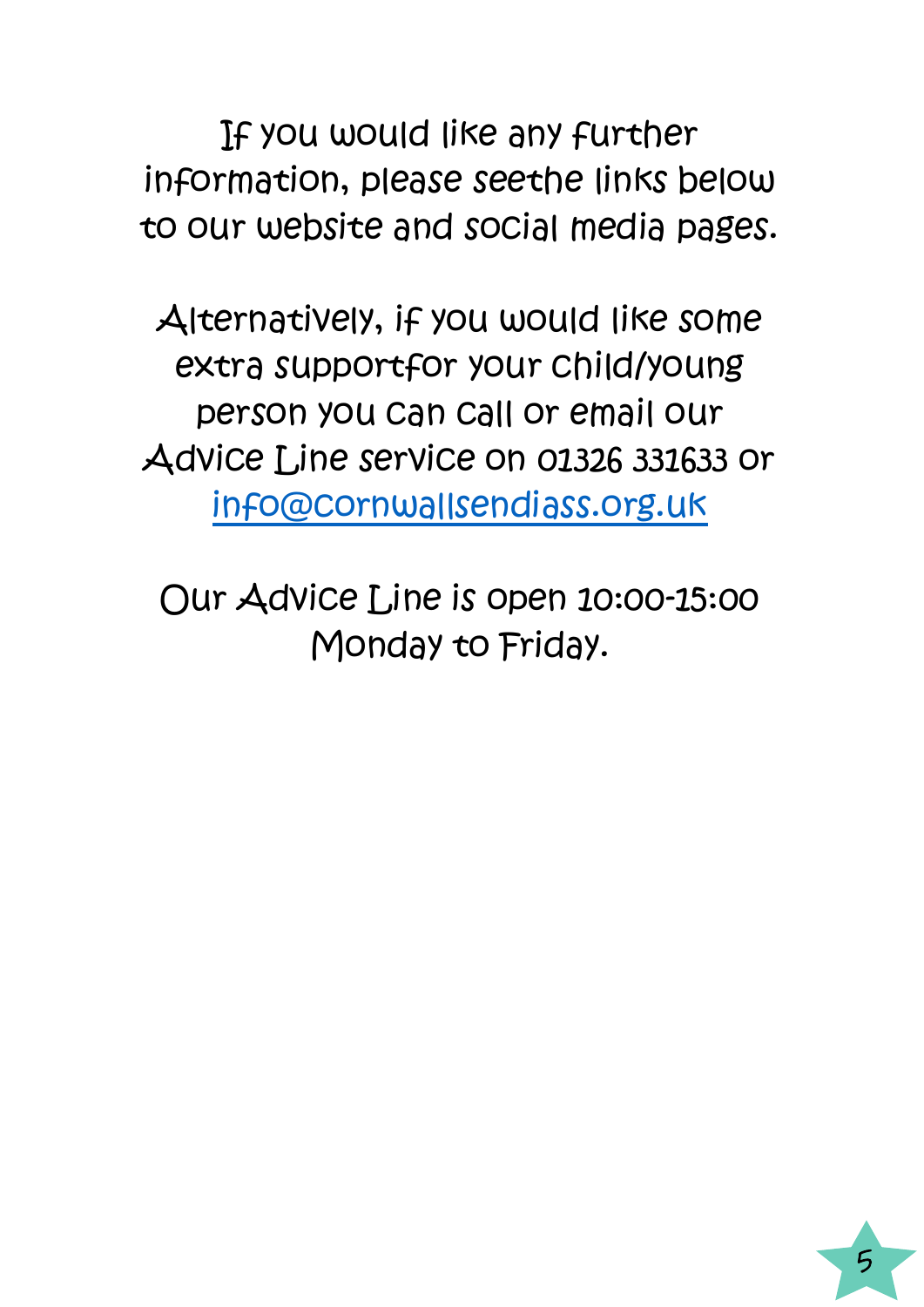If you would like any further information, please seethe links below to our website and social media pages.

Alternatively, if you would like some extra supportfor your child/young person you can call or email our Advice Line service on 01326 331633 or info@cornwallsendiass.org.uk

Our Advice Line is open 10:00-15:00 Monday to Friday.